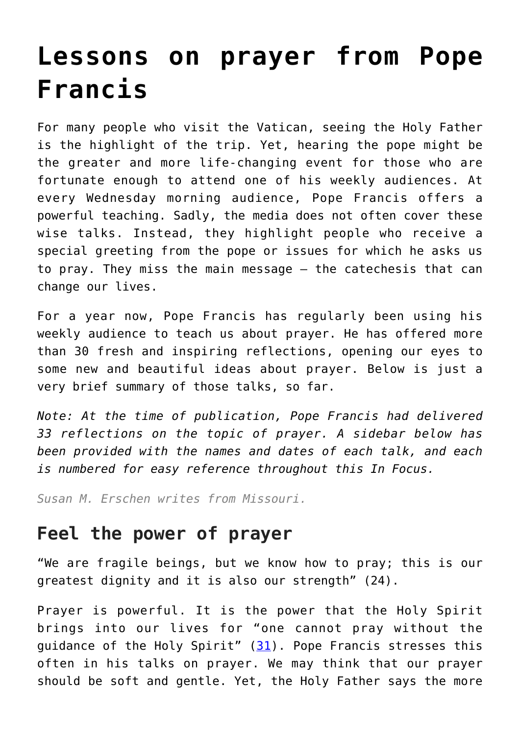# Lessons on prayer from Pope Francis

For many people who visit the Vatican, seeing the Holy Father is the highlight of the trip. Yet, hearing the pope might be the greater and more life-changing event for those who are fortunate enough to attend one of his weekly audiences. At every Wednesday morning audience, Pope Francis offers a powerful teaching. Sadly, the media does not often cover these wise talks. Instead, they highlight people who receive a special greeting from the pope or issues for which he asks us to pray. They miss the main message — the catechesis that can change our lives.

For a year now, Pope Francis has regularly been using his weekly audience to teach us about prayer. He has offered more than 30 fresh and inspiring reflections, opening our eyes to some new and beautiful ideas about prayer. Below is just a very brief summary of those talks, so far.

*Note: At the time of publication, Pope Francis had delivered 33 reflections on the topic of prayer. A sidebar below has been provided with the names and dates of each talk, and each is numbered for easy reference throughout this In Focus.*

*Susan M. Erschen writes from Missouri.*

## Feel the power of prayer

"We are fragile beings, but we know how to pray; this is our greatest dignity and it is also our strength" (24).

Prayer is powerful. It is the power that the Holy Spirit brings into our lives for "one cannot pray without the guidance of the Holy Spirit" ([31]). Pope Francis stresses this often in his talks on prayer. We may think that our prayer should be soft and gentle. Yet, the Holy Father says the more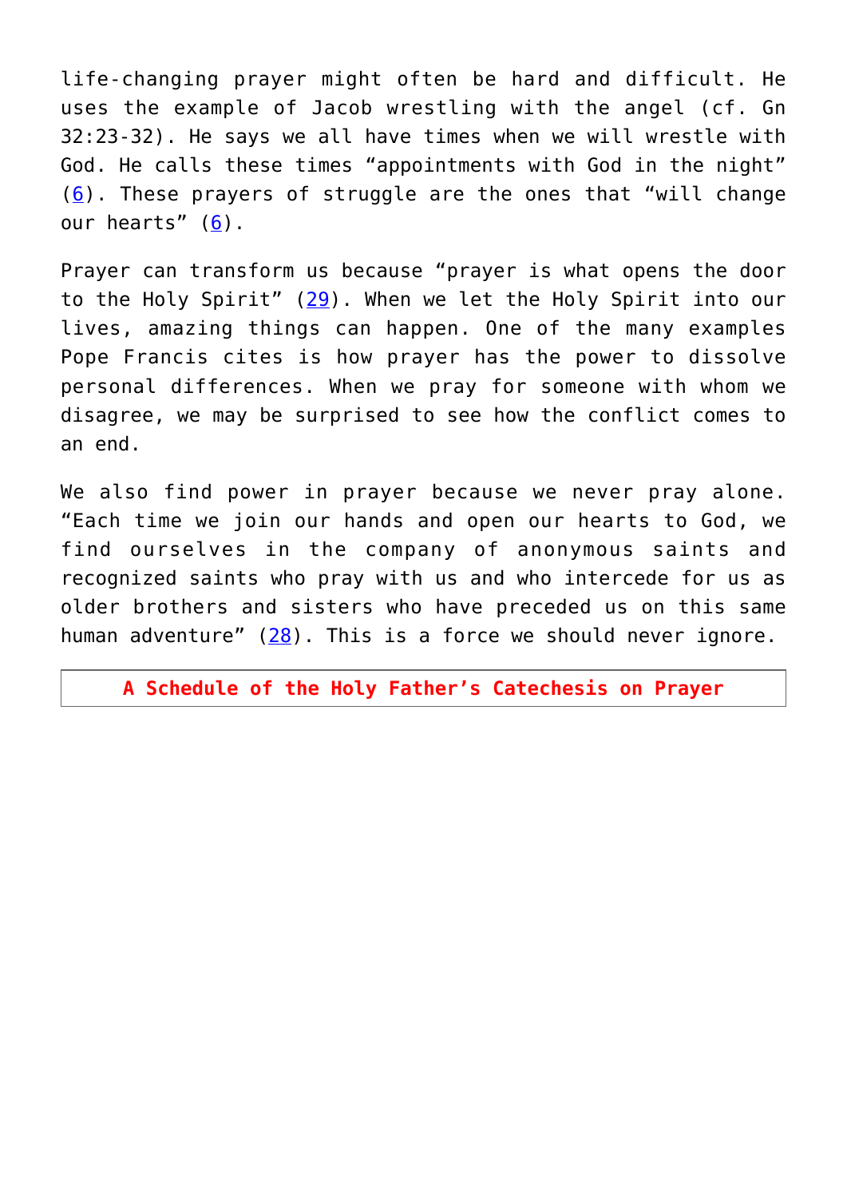life-changing prayer might often be hard and difficult. He uses the example of Jacob wrestling with the angel (cf. Gn 32:23-32). He says we all have times when we will wrestle with God. He calls these times "appointments with God in the night" (6). These prayers of struggle are the ones that "will change our hearts" (6).

Prayer can transform us because "prayer is what opens the door to the Holy Spirit" (29). When we let the Holy Spirit into our lives, amazing things can happen. One of the many examples Pope Francis cites is how prayer has the power to dissolve personal differences. When we pray for someone with whom we disagree, we may be surprised to see how the conflict comes to an end.

We also find power in prayer because we never pray alone. "Each time we join our hands and open our hearts to God, we find ourselves in the company of anonymous saints and recognized saints who pray with us and who intercede for us as older brothers and sisters who have preceded us on this same human adventure" (28). This is a force we should never ignore.

| **A Schedule of the Holy Father's Catechesis on Prayer** |
| --- |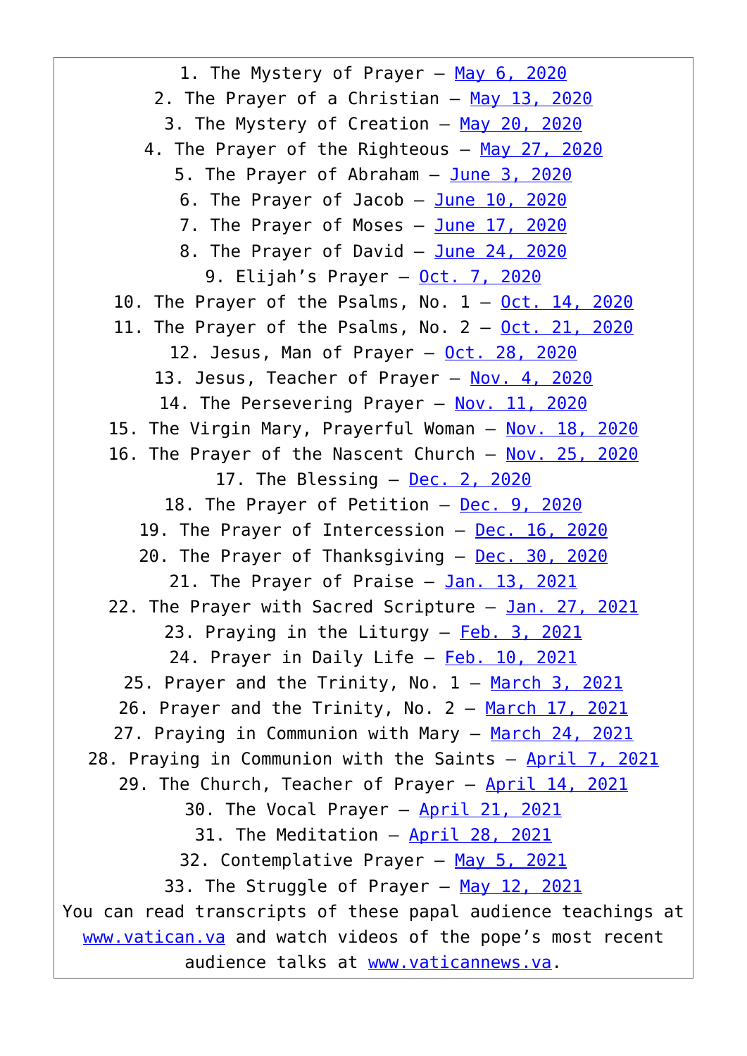1. The Mystery of Prayer – May 6, 2020
2. The Prayer of a Christian – May 13, 2020
3. The Mystery of Creation – May 20, 2020
4. The Prayer of the Righteous – May 27, 2020
5. The Prayer of Abraham – June 3, 2020
6. The Prayer of Jacob – June 10, 2020
7. The Prayer of Moses – June 17, 2020
8. The Prayer of David – June 24, 2020
9. Elijah's Prayer – Oct. 7, 2020
10. The Prayer of the Psalms, No. 1 – Oct. 14, 2020
11. The Prayer of the Psalms, No. 2 – Oct. 21, 2020
12. Jesus, Man of Prayer – Oct. 28, 2020
13. Jesus, Teacher of Prayer – Nov. 4, 2020
14. The Persevering Prayer – Nov. 11, 2020
15. The Virgin Mary, Prayerful Woman – Nov. 18, 2020
16. The Prayer of the Nascent Church – Nov. 25, 2020
17. The Blessing – Dec. 2, 2020
18. The Prayer of Petition – Dec. 9, 2020
19. The Prayer of Intercession – Dec. 16, 2020
20. The Prayer of Thanksgiving – Dec. 30, 2020
21. The Prayer of Praise – Jan. 13, 2021
22. The Prayer with Sacred Scripture – Jan. 27, 2021
23. Praying in the Liturgy – Feb. 3, 2021
24. Prayer in Daily Life – Feb. 10, 2021
25. Prayer and the Trinity, No. 1 – March 3, 2021
26. Prayer and the Trinity, No. 2 – March 17, 2021
27. Praying in Communion with Mary – March 24, 2021
28. Praying in Communion with the Saints – April 7, 2021
29. The Church, Teacher of Prayer – April 14, 2021
30. The Vocal Prayer – April 21, 2021
31. The Meditation – April 28, 2021
32. Contemplative Prayer – May 5, 2021
33. The Struggle of Prayer – May 12, 2021

You can read transcripts of these papal audience teachings at www.vatican.va and watch videos of the pope's most recent audience talks at www.vaticannews.va.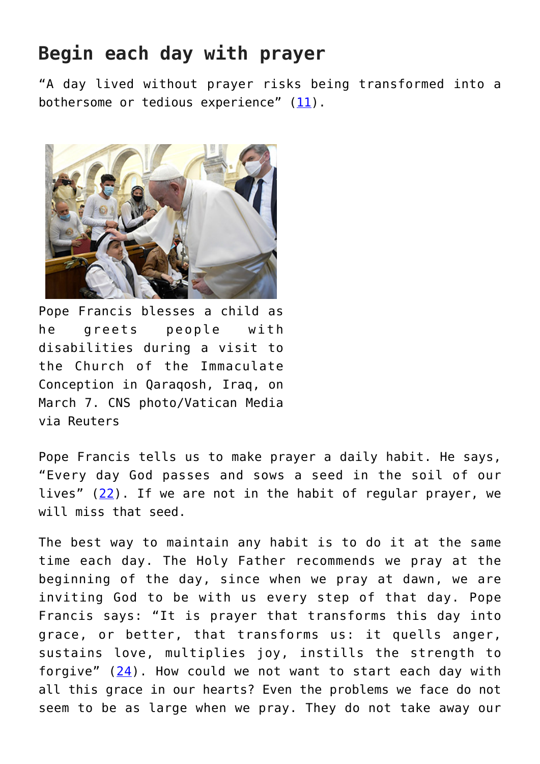## Begin each day with prayer

“A day lived without prayer risks being transformed into a bothersome or tedious experience” (11).

Pope Francis blesses a child as he greets people with disabilities during a visit to the Church of the Immaculate Conception in Qaraqosh, Iraq, on March 7. CNS photo/Vatican Media via Reuters

Pope Francis tells us to make prayer a daily habit. He says, “Every day God passes and sows a seed in the soil of our lives” (22). If we are not in the habit of regular prayer, we will miss that seed.

The best way to maintain any habit is to do it at the same time each day. The Holy Father recommends we pray at the beginning of the day, since when we pray at dawn, we are inviting God to be with us every step of that day. Pope Francis says: “It is prayer that transforms this day into grace, or better, that transforms us: it quells anger, sustains love, multiplies joy, instills the strength to forgive” (24). How could we not want to start each day with all this grace in our hearts? Even the problems we face do not seem to be as large when we pray. They do not take away our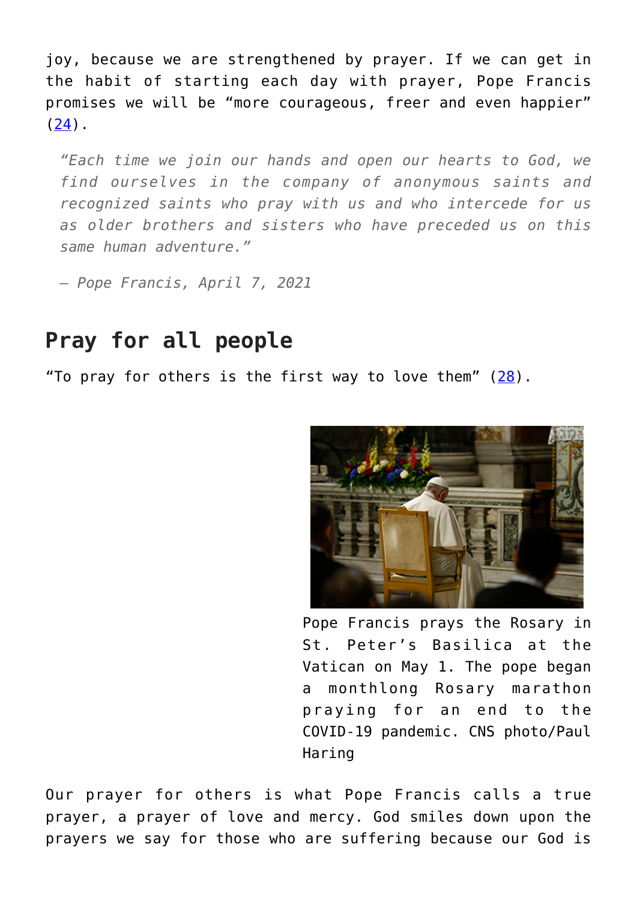joy, because we are strengthened by prayer. If we can get in the habit of starting each day with prayer, Pope Francis promises we will be “more courageous, freer and even happier” (24).

> *“Each time we join our hands and open our hearts to God, we find ourselves in the company of anonymous saints and recognized saints who pray with us and who intercede for us as older brothers and sisters who have preceded us on this same human adventure.”*
>
> *— Pope Francis, April 7, 2021*

## Pray for all people

“To pray for others is the first way to love them” (28).

Pope Francis prays the Rosary in St. Peter’s Basilica at the Vatican on May 1. The pope began a monthlong Rosary marathon praying for an end to the COVID-19 pandemic. CNS photo/Paul Haring

Our prayer for others is what Pope Francis calls a true prayer, a prayer of love and mercy. God smiles down upon the prayers we say for those who are suffering because our God is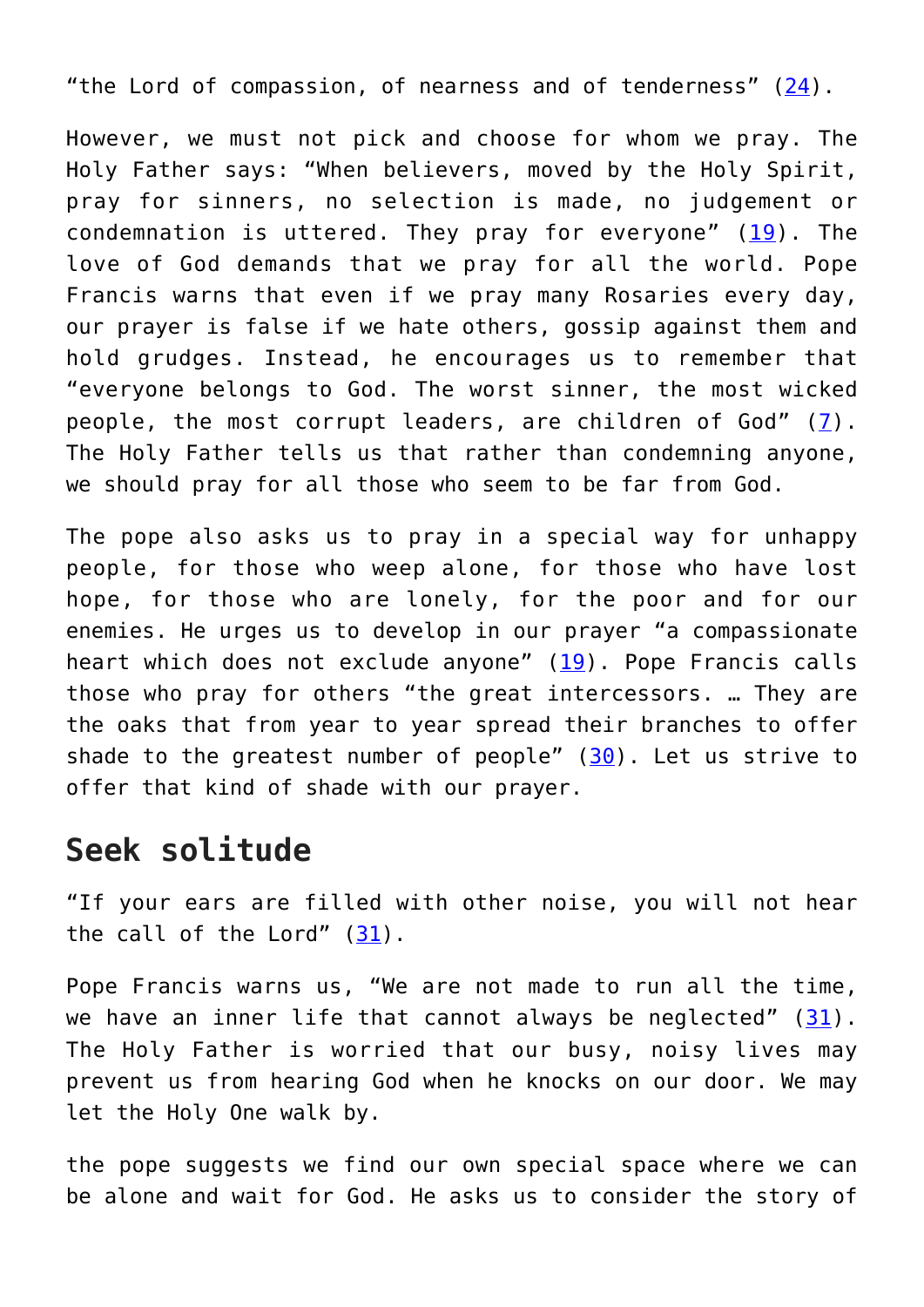"the Lord of compassion, of nearness and of tenderness" (24).

However, we must not pick and choose for whom we pray. The Holy Father says: "When believers, moved by the Holy Spirit, pray for sinners, no selection is made, no judgement or condemnation is uttered. They pray for everyone" (19). The love of God demands that we pray for all the world. Pope Francis warns that even if we pray many Rosaries every day, our prayer is false if we hate others, gossip against them and hold grudges. Instead, he encourages us to remember that "everyone belongs to God. The worst sinner, the most wicked people, the most corrupt leaders, are children of God" (7). The Holy Father tells us that rather than condemning anyone, we should pray for all those who seem to be far from God.

The pope also asks us to pray in a special way for unhappy people, for those who weep alone, for those who have lost hope, for those who are lonely, for the poor and for our enemies. He urges us to develop in our prayer "a compassionate heart which does not exclude anyone" (19). Pope Francis calls those who pray for others "the great intercessors. … They are the oaks that from year to year spread their branches to offer shade to the greatest number of people" (30). Let us strive to offer that kind of shade with our prayer.

## Seek solitude

"If your ears are filled with other noise, you will not hear the call of the Lord" (31).

Pope Francis warns us, "We are not made to run all the time, we have an inner life that cannot always be neglected" (31). The Holy Father is worried that our busy, noisy lives may prevent us from hearing God when he knocks on our door. We may let the Holy One walk by.

the pope suggests we find our own special space where we can be alone and wait for God. He asks us to consider the story of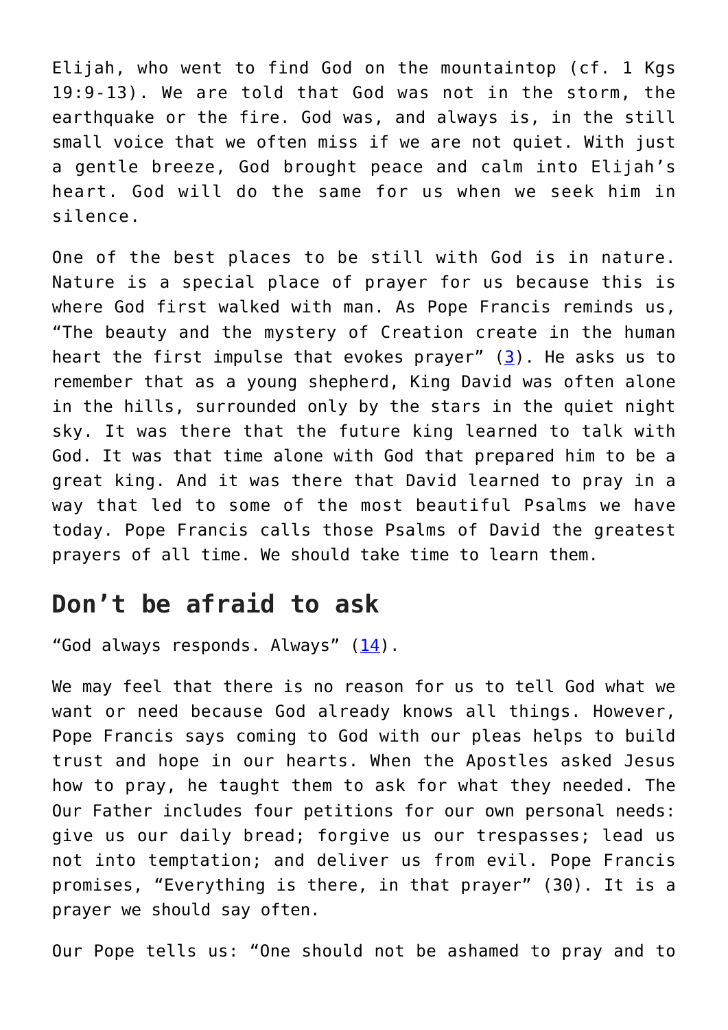Elijah, who went to find God on the mountaintop (cf. 1 Kgs 19:9-13). We are told that God was not in the storm, the earthquake or the fire. God was, and always is, in the still small voice that we often miss if we are not quiet. With just a gentle breeze, God brought peace and calm into Elijah's heart. God will do the same for us when we seek him in silence.

One of the best places to be still with God is in nature. Nature is a special place of prayer for us because this is where God first walked with man. As Pope Francis reminds us, "The beauty and the mystery of Creation create in the human heart the first impulse that evokes prayer" (3). He asks us to remember that as a young shepherd, King David was often alone in the hills, surrounded only by the stars in the quiet night sky. It was there that the future king learned to talk with God. It was that time alone with God that prepared him to be a great king. And it was there that David learned to pray in a way that led to some of the most beautiful Psalms we have today. Pope Francis calls those Psalms of David the greatest prayers of all time. We should take time to learn them.

## Don't be afraid to ask

"God always responds. Always" (14).

We may feel that there is no reason for us to tell God what we want or need because God already knows all things. However, Pope Francis says coming to God with our pleas helps to build trust and hope in our hearts. When the Apostles asked Jesus how to pray, he taught them to ask for what they needed. The Our Father includes four petitions for our own personal needs: give us our daily bread; forgive us our trespasses; lead us not into temptation; and deliver us from evil. Pope Francis promises, "Everything is there, in that prayer" (30). It is a prayer we should say often.

Our Pope tells us: "One should not be ashamed to pray and to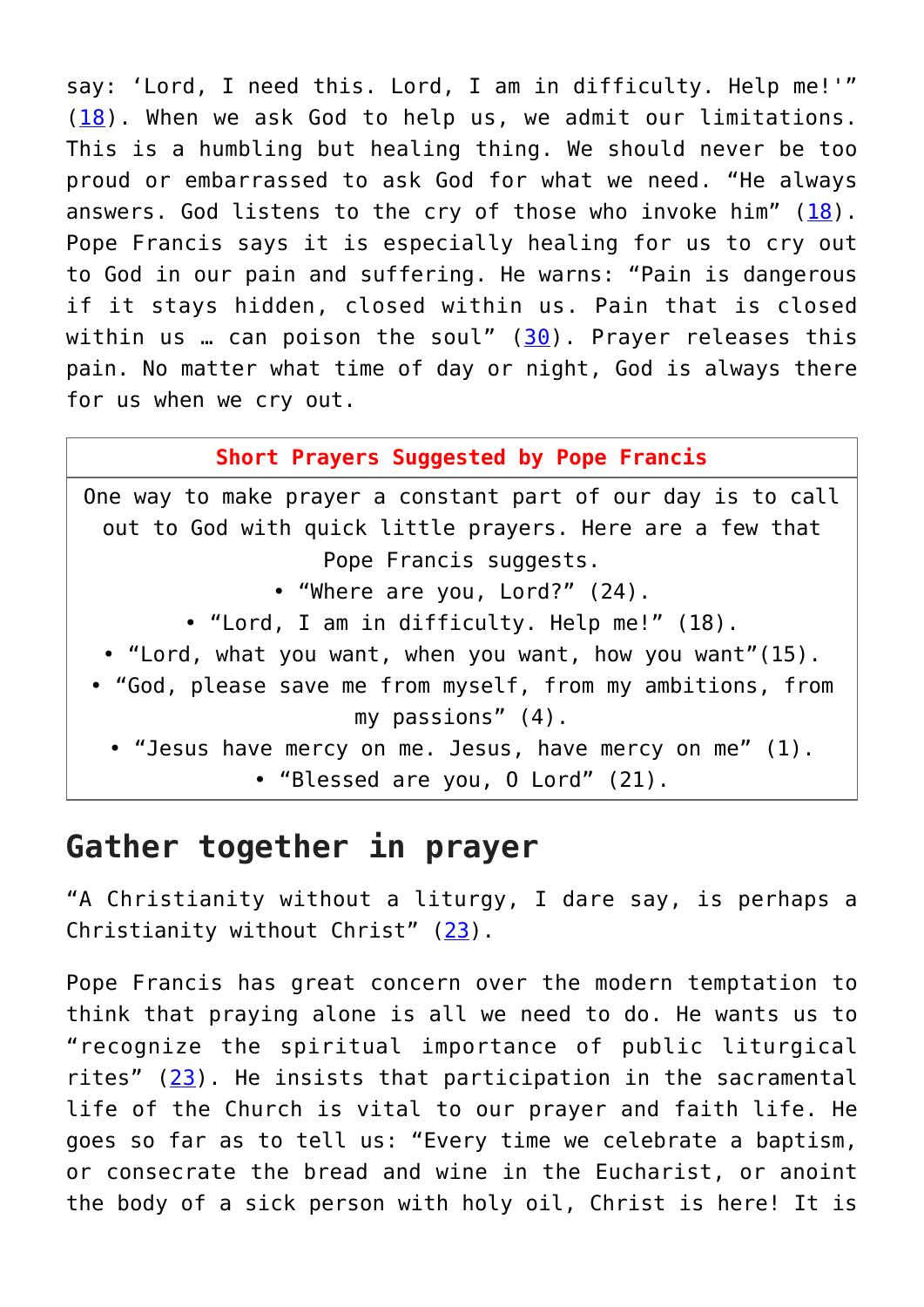say: 'Lord, I need this. Lord, I am in difficulty. Help me!'" (18). When we ask God to help us, we admit our limitations. This is a humbling but healing thing. We should never be too proud or embarrassed to ask God for what we need. "He always answers. God listens to the cry of those who invoke him" (18). Pope Francis says it is especially healing for us to cry out to God in our pain and suffering. He warns: "Pain is dangerous if it stays hidden, closed within us. Pain that is closed within us … can poison the soul" (30). Prayer releases this pain. No matter what time of day or night, God is always there for us when we cry out.

| Short Prayers Suggested by Pope Francis |
|---|
| One way to make prayer a constant part of our day is to call out to God with quick little prayers. Here are a few that Pope Francis suggests.<br>• "Where are you, Lord?" (24).<br>• "Lord, I am in difficulty. Help me!" (18).<br>• "Lord, what you want, when you want, how you want"(15).<br>• "God, please save me from myself, from my ambitions, from my passions" (4).<br>• "Jesus have mercy on me. Jesus, have mercy on me" (1).<br>• "Blessed are you, O Lord" (21). |

## Gather together in prayer

"A Christianity without a liturgy, I dare say, is perhaps a Christianity without Christ" (23).

Pope Francis has great concern over the modern temptation to think that praying alone is all we need to do. He wants us to "recognize the spiritual importance of public liturgical rites" (23). He insists that participation in the sacramental life of the Church is vital to our prayer and faith life. He goes so far as to tell us: "Every time we celebrate a baptism, or consecrate the bread and wine in the Eucharist, or anoint the body of a sick person with holy oil, Christ is here! It is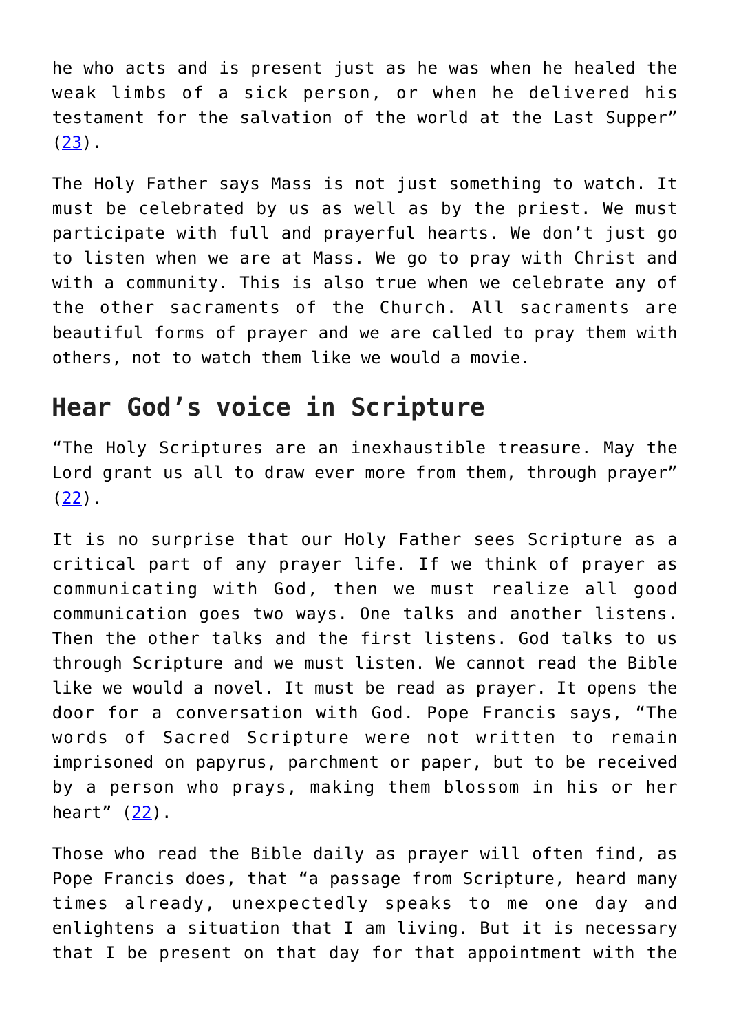he who acts and is present just as he was when he healed the weak limbs of a sick person, or when he delivered his testament for the salvation of the world at the Last Supper" (23).

The Holy Father says Mass is not just something to watch. It must be celebrated by us as well as by the priest. We must participate with full and prayerful hearts. We don't just go to listen when we are at Mass. We go to pray with Christ and with a community. This is also true when we celebrate any of the other sacraments of the Church. All sacraments are beautiful forms of prayer and we are called to pray them with others, not to watch them like we would a movie.

## Hear God's voice in Scripture

"The Holy Scriptures are an inexhaustible treasure. May the Lord grant us all to draw ever more from them, through prayer" (22).

It is no surprise that our Holy Father sees Scripture as a critical part of any prayer life. If we think of prayer as communicating with God, then we must realize all good communication goes two ways. One talks and another listens. Then the other talks and the first listens. God talks to us through Scripture and we must listen. We cannot read the Bible like we would a novel. It must be read as prayer. It opens the door for a conversation with God. Pope Francis says, "The words of Sacred Scripture were not written to remain imprisoned on papyrus, parchment or paper, but to be received by a person who prays, making them blossom in his or her heart" (22).

Those who read the Bible daily as prayer will often find, as Pope Francis does, that "a passage from Scripture, heard many times already, unexpectedly speaks to me one day and enlightens a situation that I am living. But it is necessary that I be present on that day for that appointment with the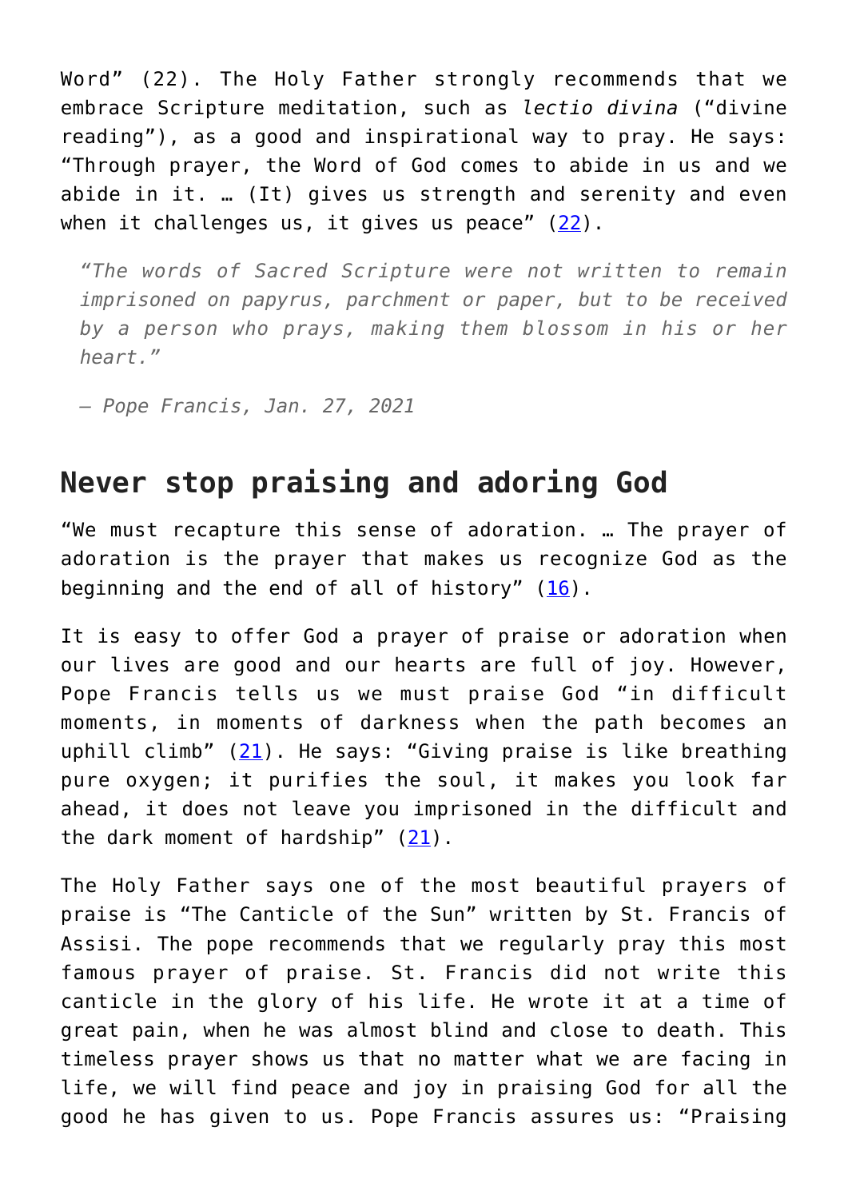Word” (22). The Holy Father strongly recommends that we embrace Scripture meditation, such as *lectio divina* (“divine reading”), as a good and inspirational way to pray. He says: “Through prayer, the Word of God comes to abide in us and we abide in it. … (It) gives us strength and serenity and even when it challenges us, it gives us peace” (22).

> *“The words of Sacred Scripture were not written to remain imprisoned on papyrus, parchment or paper, but to be received by a person who prays, making them blossom in his or her heart.”*
>
> *— Pope Francis, Jan. 27, 2021*

## Never stop praising and adoring God

“We must recapture this sense of adoration. … The prayer of adoration is the prayer that makes us recognize God as the beginning and the end of all of history” (16).

It is easy to offer God a prayer of praise or adoration when our lives are good and our hearts are full of joy. However, Pope Francis tells us we must praise God “in difficult moments, in moments of darkness when the path becomes an uphill climb” (21). He says: “Giving praise is like breathing pure oxygen; it purifies the soul, it makes you look far ahead, it does not leave you imprisoned in the difficult and the dark moment of hardship” (21).

The Holy Father says one of the most beautiful prayers of praise is “The Canticle of the Sun” written by St. Francis of Assisi. The pope recommends that we regularly pray this most famous prayer of praise. St. Francis did not write this canticle in the glory of his life. He wrote it at a time of great pain, when he was almost blind and close to death. This timeless prayer shows us that no matter what we are facing in life, we will find peace and joy in praising God for all the good he has given to us. Pope Francis assures us: “Praising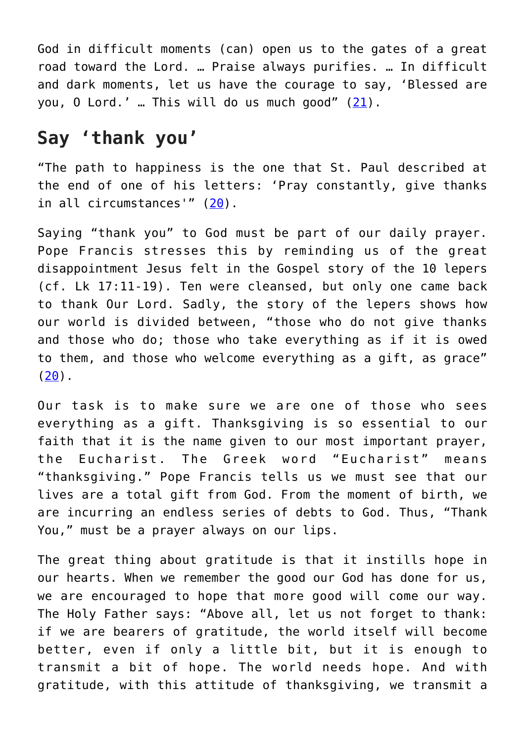God in difficult moments (can) open us to the gates of a great road toward the Lord. … Praise always purifies. … In difficult and dark moments, let us have the courage to say, 'Blessed are you, O Lord.' … This will do us much good" ([21]).

## Say 'thank you'

"The path to happiness is the one that St. Paul described at the end of one of his letters: 'Pray constantly, give thanks in all circumstances'" ([20]).

Saying "thank you" to God must be part of our daily prayer. Pope Francis stresses this by reminding us of the great disappointment Jesus felt in the Gospel story of the 10 lepers (cf. Lk 17:11-19). Ten were cleansed, but only one came back to thank Our Lord. Sadly, the story of the lepers shows how our world is divided between, "those who do not give thanks and those who do; those who take everything as if it is owed to them, and those who welcome everything as a gift, as grace" ([20]).

Our task is to make sure we are one of those who sees everything as a gift. Thanksgiving is so essential to our faith that it is the name given to our most important prayer, the Eucharist. The Greek word "Eucharist" means "thanksgiving." Pope Francis tells us we must see that our lives are a total gift from God. From the moment of birth, we are incurring an endless series of debts to God. Thus, "Thank You," must be a prayer always on our lips.

The great thing about gratitude is that it instills hope in our hearts. When we remember the good our God has done for us, we are encouraged to hope that more good will come our way. The Holy Father says: "Above all, let us not forget to thank: if we are bearers of gratitude, the world itself will become better, even if only a little bit, but it is enough to transmit a bit of hope. The world needs hope. And with gratitude, with this attitude of thanksgiving, we transmit a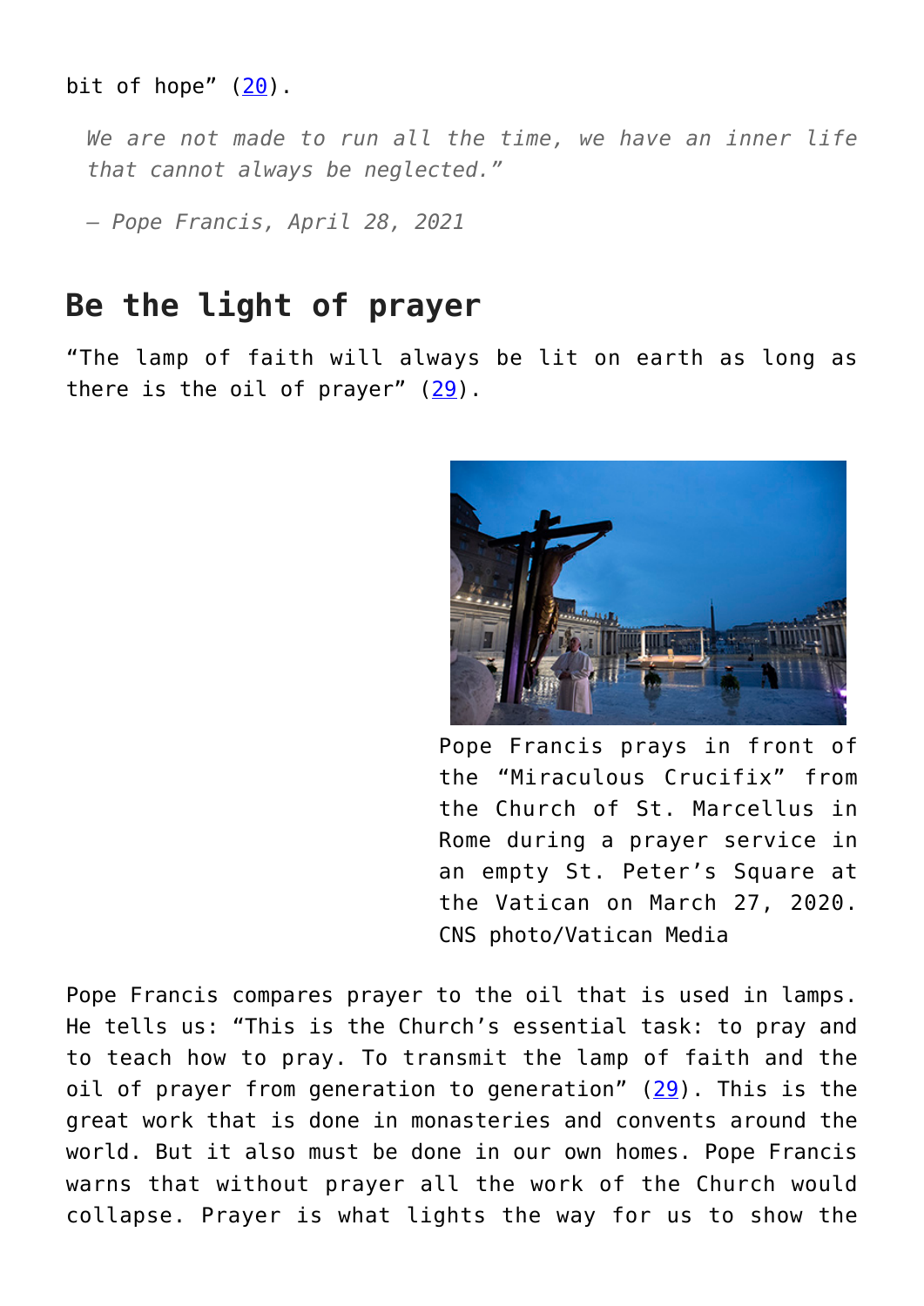bit of hope” (20).

> *We are not made to run all the time, we have an inner life that cannot always be neglected.”*
>
> *– Pope Francis, April 28, 2021*

## Be the light of prayer

“The lamp of faith will always be lit on earth as long as there is the oil of prayer” (29).

Pope Francis prays in front of the “Miraculous Crucifix” from the Church of St. Marcellus in Rome during a prayer service in an empty St. Peter’s Square at the Vatican on March 27, 2020. CNS photo/Vatican Media

Pope Francis compares prayer to the oil that is used in lamps. He tells us: “This is the Church’s essential task: to pray and to teach how to pray. To transmit the lamp of faith and the oil of prayer from generation to generation” (29). This is the great work that is done in monasteries and convents around the world. But it also must be done in our own homes. Pope Francis warns that without prayer all the work of the Church would collapse. Prayer is what lights the way for us to show the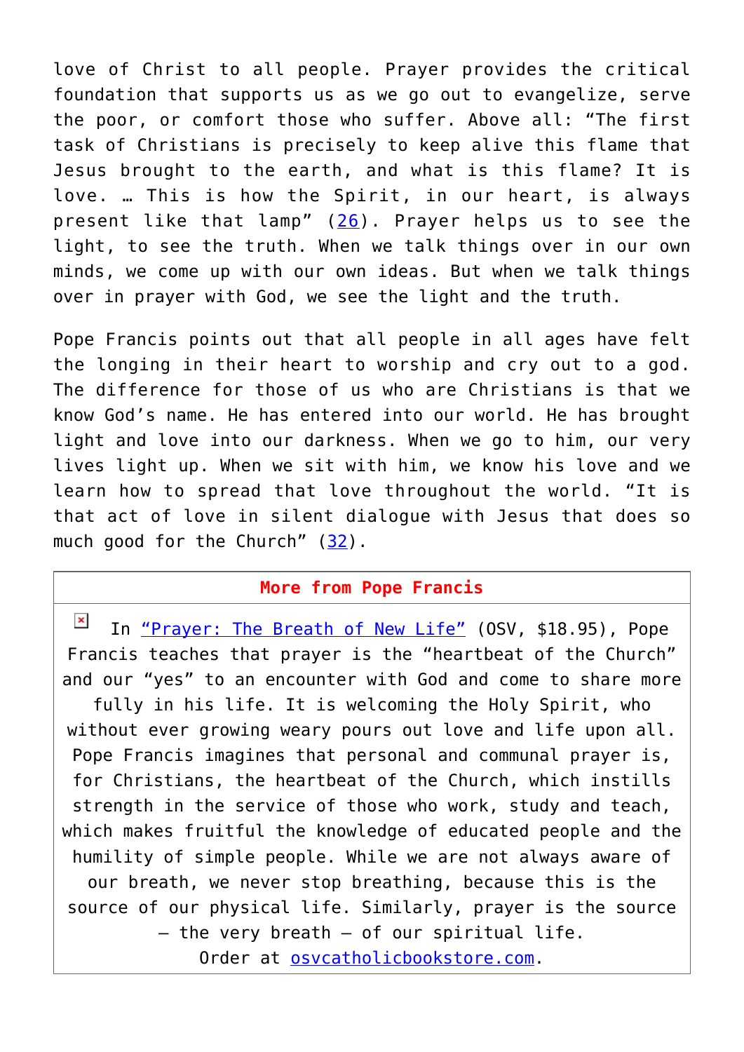love of Christ to all people. Prayer provides the critical foundation that supports us as we go out to evangelize, serve the poor, or comfort those who suffer. Above all: "The first task of Christians is precisely to keep alive this flame that Jesus brought to the earth, and what is this flame? It is love. … This is how the Spirit, in our heart, is always present like that lamp" (26). Prayer helps us to see the light, to see the truth. When we talk things over in our own minds, we come up with our own ideas. But when we talk things over in prayer with God, we see the light and the truth.

Pope Francis points out that all people in all ages have felt the longing in their heart to worship and cry out to a god. The difference for those of us who are Christians is that we know God's name. He has entered into our world. He has brought light and love into our darkness. When we go to him, our very lives light up. When we sit with him, we know his love and we learn how to spread that love throughout the world. "It is that act of love in silent dialogue with Jesus that does so much good for the Church" (32).

**More from Pope Francis**

In "Prayer: The Breath of New Life" (OSV, $18.95), Pope Francis teaches that prayer is the "heartbeat of the Church" and our "yes" to an encounter with God and come to share more fully in his life. It is welcoming the Holy Spirit, who without ever growing weary pours out love and life upon all. Pope Francis imagines that personal and communal prayer is, for Christians, the heartbeat of the Church, which instills strength in the service of those who work, study and teach, which makes fruitful the knowledge of educated people and the humility of simple people. While we are not always aware of our breath, we never stop breathing, because this is the source of our physical life. Similarly, prayer is the source – the very breath – of our spiritual life.
Order at osvcatholicbookstore.com.